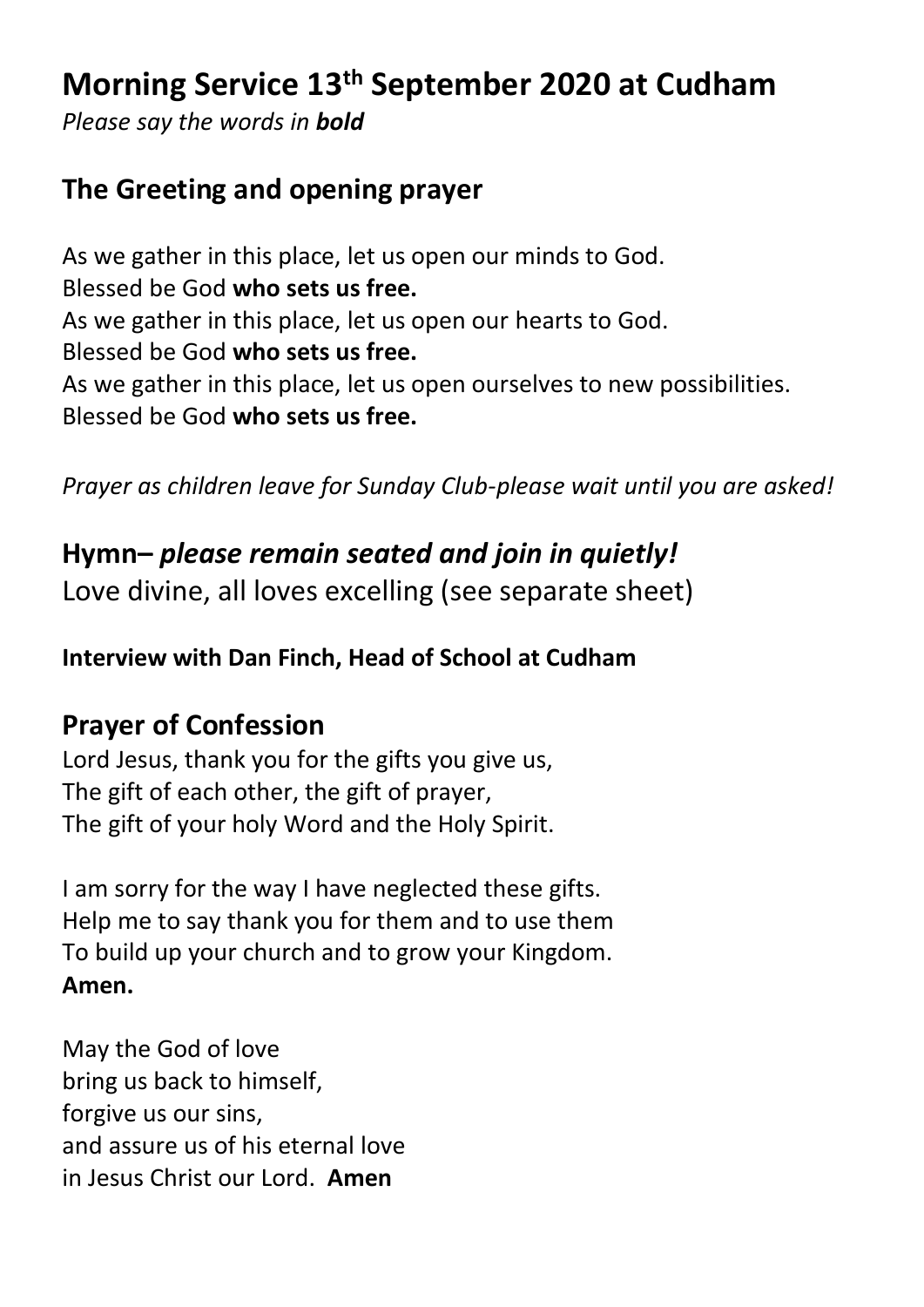# Morning Service 13th September 2020 at Cudham

*Please say the words in **bold***

## The Greeting and opening prayer

As we gather in this place, let us open our minds to God.
Blessed be God **who sets us free.**
As we gather in this place, let us open our hearts to God.
Blessed be God **who sets us free.**
As we gather in this place, let us open ourselves to new possibilities.
Blessed be God **who sets us free.**

*Prayer as children leave for Sunday Club-please wait until you are asked!*

## Hymn– *please remain seated and join in quietly!*

Love divine, all loves excelling (see separate sheet)

**Interview with Dan Finch, Head of School at Cudham**

## Prayer of Confession

Lord Jesus, thank you for the gifts you give us,
The gift of each other, the gift of prayer,
The gift of your holy Word and the Holy Spirit.

I am sorry for the way I have neglected these gifts.
Help me to say thank you for them and to use them
To build up your church and to grow your Kingdom.
**Amen.**

May the God of love
bring us back to himself,
forgive us our sins,
and assure us of his eternal love
in Jesus Christ our Lord. **Amen**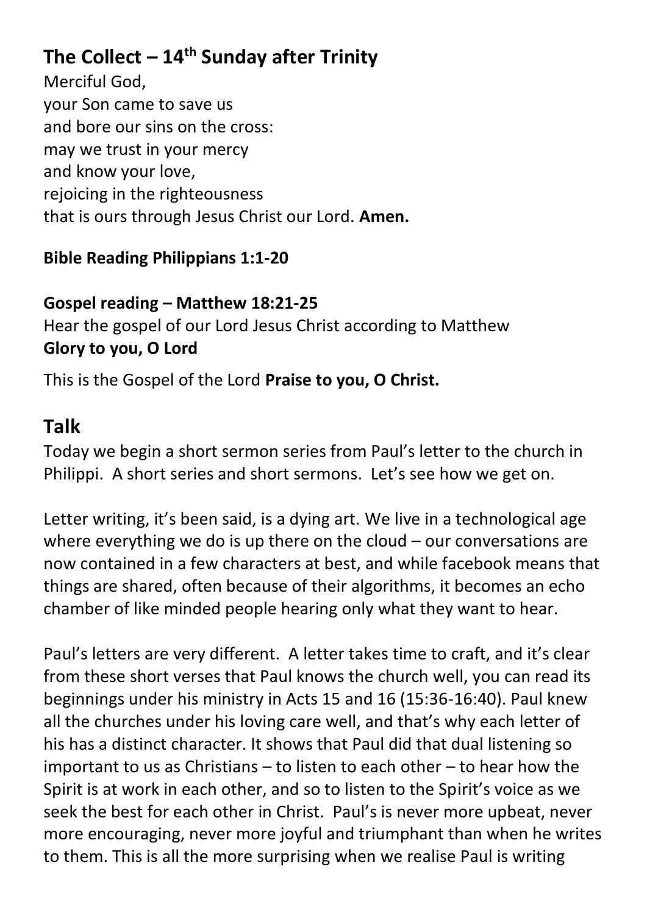## The Collect – 14th Sunday after Trinity

Merciful God,
your Son came to save us
and bore our sins on the cross:
may we trust in your mercy
and know your love,
rejoicing in the righteousness
that is ours through Jesus Christ our Lord. **Amen.**

**Bible Reading Philippians 1:1-20**

**Gospel reading – Matthew 18:21-25**
Hear the gospel of our Lord Jesus Christ according to Matthew
**Glory to you, O Lord**

This is the Gospel of the Lord **Praise to you, O Christ.**

## Talk

Today we begin a short sermon series from Paul's letter to the church in Philippi. A short series and short sermons. Let's see how we get on.

Letter writing, it's been said, is a dying art. We live in a technological age where everything we do is up there on the cloud – our conversations are now contained in a few characters at best, and while facebook means that things are shared, often because of their algorithms, it becomes an echo chamber of like minded people hearing only what they want to hear.

Paul's letters are very different. A letter takes time to craft, and it's clear from these short verses that Paul knows the church well, you can read its beginnings under his ministry in Acts 15 and 16 (15:36-16:40). Paul knew all the churches under his loving care well, and that's why each letter of his has a distinct character. It shows that Paul did that dual listening so important to us as Christians – to listen to each other – to hear how the Spirit is at work in each other, and so to listen to the Spirit's voice as we seek the best for each other in Christ. Paul's is never more upbeat, never more encouraging, never more joyful and triumphant than when he writes to them. This is all the more surprising when we realise Paul is writing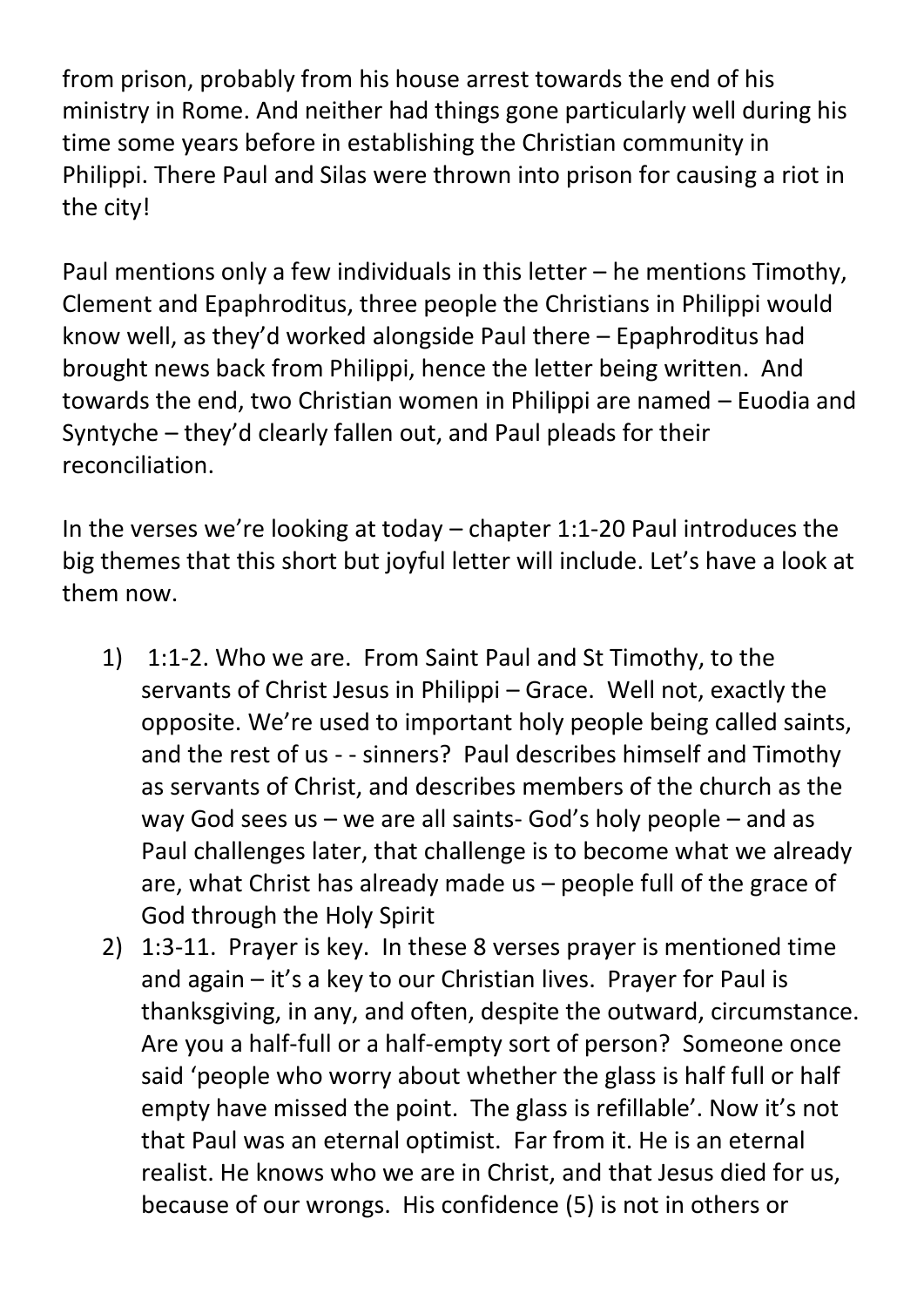from prison, probably from his house arrest towards the end of his ministry in Rome. And neither had things gone particularly well during his time some years before in establishing the Christian community in Philippi. There Paul and Silas were thrown into prison for causing a riot in the city!

Paul mentions only a few individuals in this letter – he mentions Timothy, Clement and Epaphroditus, three people the Christians in Philippi would know well, as they'd worked alongside Paul there – Epaphroditus had brought news back from Philippi, hence the letter being written. And towards the end, two Christian women in Philippi are named – Euodia and Syntyche – they'd clearly fallen out, and Paul pleads for their reconciliation.

In the verses we're looking at today – chapter 1:1-20 Paul introduces the big themes that this short but joyful letter will include. Let's have a look at them now.

1) 1:1-2. Who we are. From Saint Paul and St Timothy, to the servants of Christ Jesus in Philippi – Grace. Well not, exactly the opposite. We're used to important holy people being called saints, and the rest of us - - sinners? Paul describes himself and Timothy as servants of Christ, and describes members of the church as the way God sees us – we are all saints- God's holy people – and as Paul challenges later, that challenge is to become what we already are, what Christ has already made us – people full of the grace of God through the Holy Spirit
2) 1:3-11. Prayer is key. In these 8 verses prayer is mentioned time and again – it's a key to our Christian lives. Prayer for Paul is thanksgiving, in any, and often, despite the outward, circumstance. Are you a half-full or a half-empty sort of person? Someone once said 'people who worry about whether the glass is half full or half empty have missed the point. The glass is refillable'. Now it's not that Paul was an eternal optimist. Far from it. He is an eternal realist. He knows who we are in Christ, and that Jesus died for us, because of our wrongs. His confidence (5) is not in others or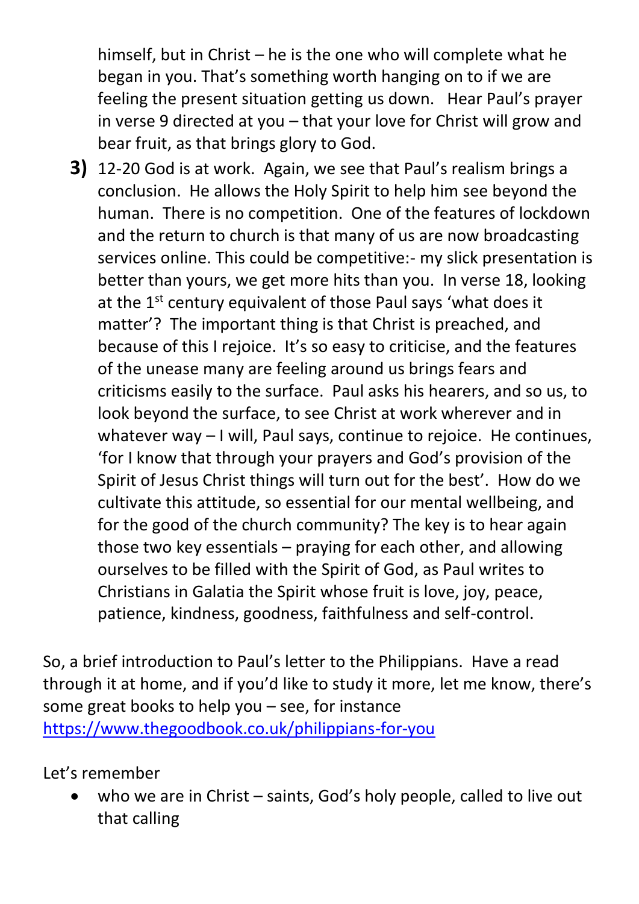himself, but in Christ – he is the one who will complete what he began in you. That's something worth hanging on to if we are feeling the present situation getting us down. Hear Paul's prayer in verse 9 directed at you – that your love for Christ will grow and bear fruit, as that brings glory to God.

**3)** 12-20 God is at work. Again, we see that Paul's realism brings a conclusion. He allows the Holy Spirit to help him see beyond the human. There is no competition. One of the features of lockdown and the return to church is that many of us are now broadcasting services online. This could be competitive:- my slick presentation is better than yours, we get more hits than you. In verse 18, looking at the 1st century equivalent of those Paul says 'what does it matter'? The important thing is that Christ is preached, and because of this I rejoice. It's so easy to criticise, and the features of the unease many are feeling around us brings fears and criticisms easily to the surface. Paul asks his hearers, and so us, to look beyond the surface, to see Christ at work wherever and in whatever way – I will, Paul says, continue to rejoice. He continues, 'for I know that through your prayers and God's provision of the Spirit of Jesus Christ things will turn out for the best'. How do we cultivate this attitude, so essential for our mental wellbeing, and for the good of the church community? The key is to hear again those two key essentials – praying for each other, and allowing ourselves to be filled with the Spirit of God, as Paul writes to Christians in Galatia the Spirit whose fruit is love, joy, peace, patience, kindness, goodness, faithfulness and self-control.

So, a brief introduction to Paul's letter to the Philippians. Have a read through it at home, and if you'd like to study it more, let me know, there's some great books to help you – see, for instance [https://www.thegoodbook.co.uk/philippians-for-you](https://www.thegoodbook.co.uk/philippians-for-you)

Let's remember

- who we are in Christ – saints, God's holy people, called to live out that calling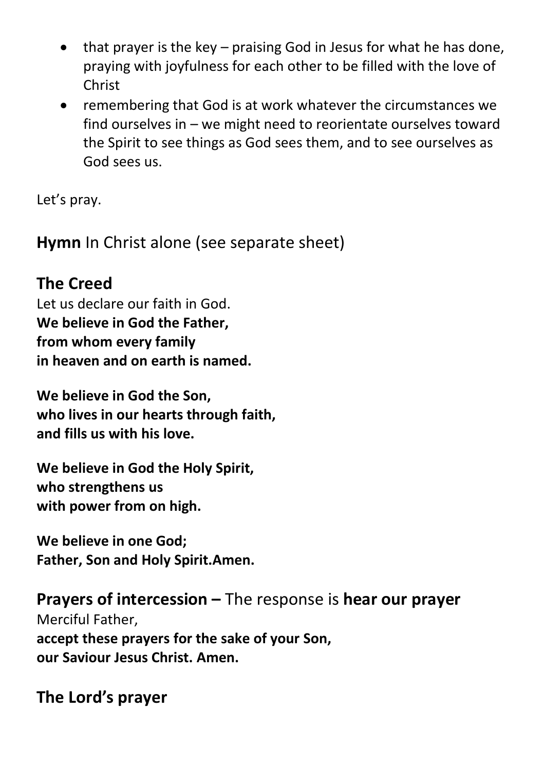- that prayer is the key – praising God in Jesus for what he has done, praying with joyfulness for each other to be filled with the love of Christ
- remembering that God is at work whatever the circumstances we find ourselves in – we might need to reorientate ourselves toward the Spirit to see things as God sees them, and to see ourselves as God sees us.

Let's pray.

## **Hymn** In Christ alone (see separate sheet)

## The Creed

Let us declare our faith in God.
**We believe in God the Father,**
**from whom every family**
**in heaven and on earth is named.**

**We believe in God the Son,**
**who lives in our hearts through faith,**
**and fills us with his love.**

**We believe in God the Holy Spirit,**
**who strengthens us**
**with power from on high.**

**We believe in one God;**
**Father, Son and Holy Spirit.Amen.**

## **Prayers of intercession –** The response is **hear our prayer**

Merciful Father,
**accept these prayers for the sake of your Son,**
**our Saviour Jesus Christ. Amen.**

## The Lord's prayer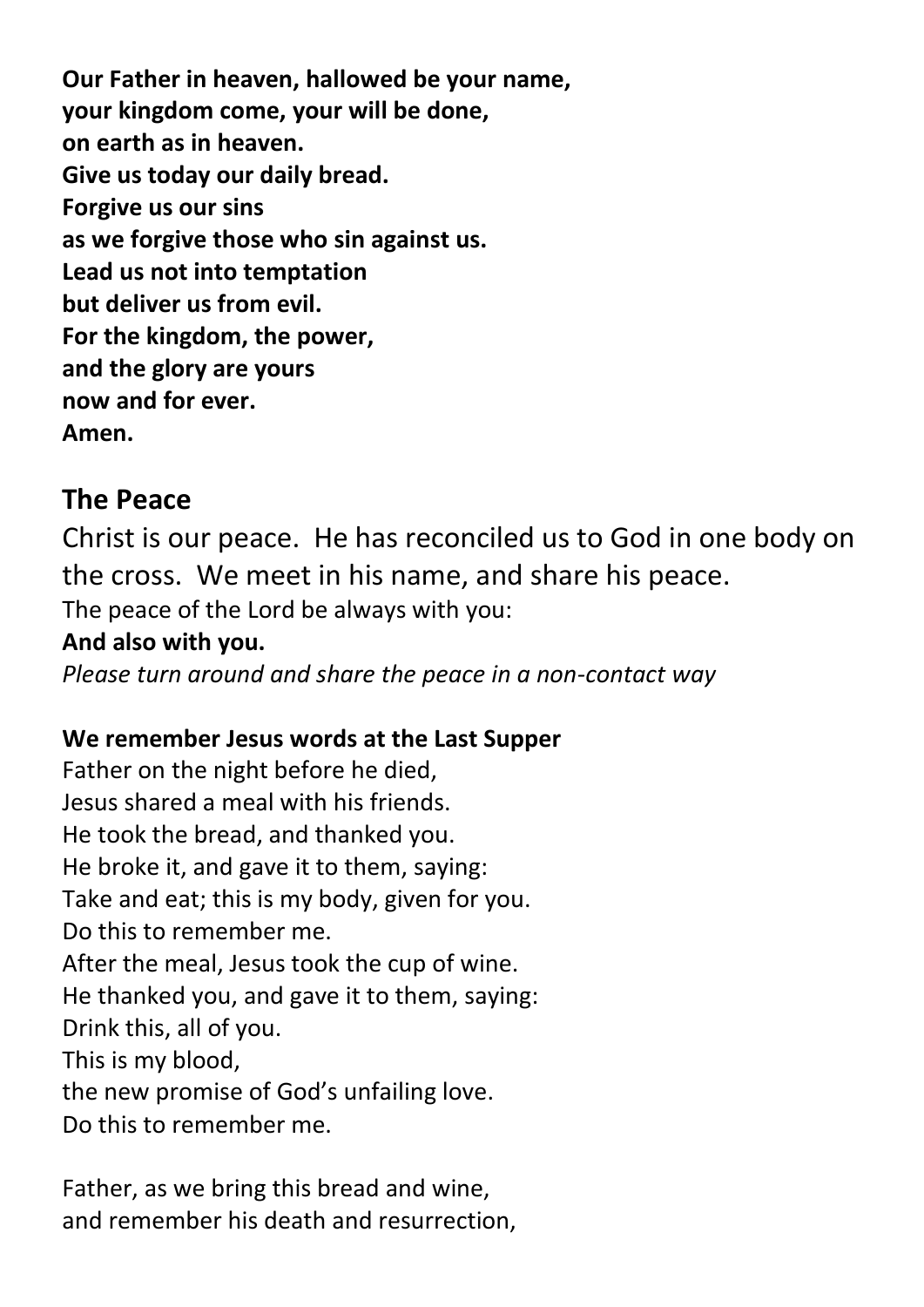**Our Father in heaven, hallowed be your name,**
**your kingdom come, your will be done,**
**on earth as in heaven.**
**Give us today our daily bread.**
**Forgive us our sins**
**as we forgive those who sin against us.**
**Lead us not into temptation**
**but deliver us from evil.**
**For the kingdom, the power,**
**and the glory are yours**
**now and for ever.**
**Amen.**

## The Peace

Christ is our peace. He has reconciled us to God in one body on the cross. We meet in his name, and share his peace.

The peace of the Lord be always with you:
**And also with you.**
*Please turn around and share the peace in a non-contact way*

**We remember Jesus words at the Last Supper**
Father on the night before he died,
Jesus shared a meal with his friends.
He took the bread, and thanked you.
He broke it, and gave it to them, saying:
Take and eat; this is my body, given for you.
Do this to remember me.
After the meal, Jesus took the cup of wine.
He thanked you, and gave it to them, saying:
Drink this, all of you.
This is my blood,
the new promise of God's unfailing love.
Do this to remember me.

Father, as we bring this bread and wine,
and remember his death and resurrection,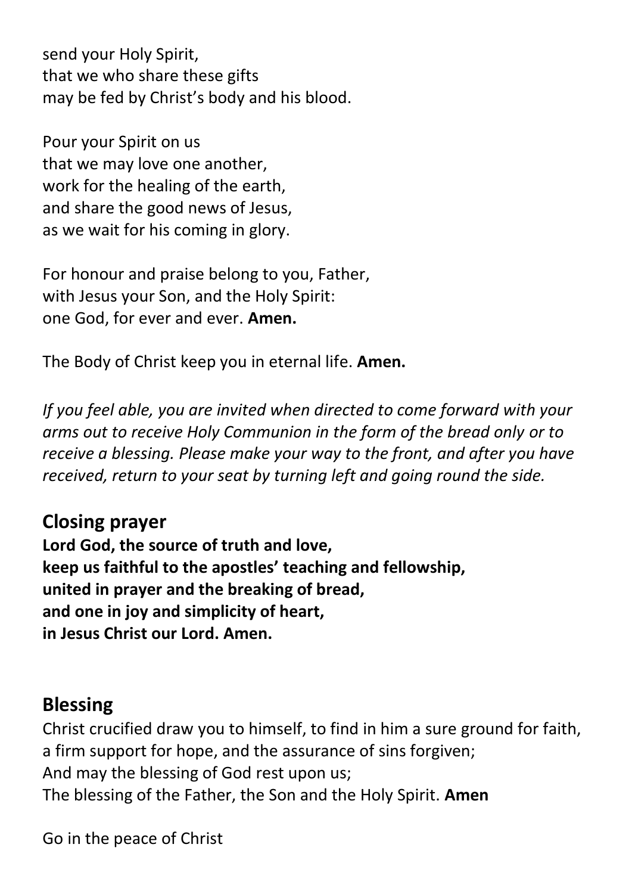send your Holy Spirit,
that we who share these gifts
may be fed by Christ's body and his blood.

Pour your Spirit on us
that we may love one another,
work for the healing of the earth,
and share the good news of Jesus,
as we wait for his coming in glory.

For honour and praise belong to you, Father,
with Jesus your Son, and the Holy Spirit:
one God, for ever and ever. **Amen.**

The Body of Christ keep you in eternal life. **Amen.**

*If you feel able, you are invited when directed to come forward with your arms out to receive Holy Communion in the form of the bread only or to receive a blessing. Please make your way to the front, and after you have received, return to your seat by turning left and going round the side.*

## Closing prayer

**Lord God, the source of truth and love,
keep us faithful to the apostles' teaching and fellowship,
united in prayer and the breaking of bread,
and one in joy and simplicity of heart,
in Jesus Christ our Lord. Amen.**

## Blessing

Christ crucified draw you to himself, to find in him a sure ground for faith,
a firm support for hope, and the assurance of sins forgiven;
And may the blessing of God rest upon us;
The blessing of the Father, the Son and the Holy Spirit. **Amen**

Go in the peace of Christ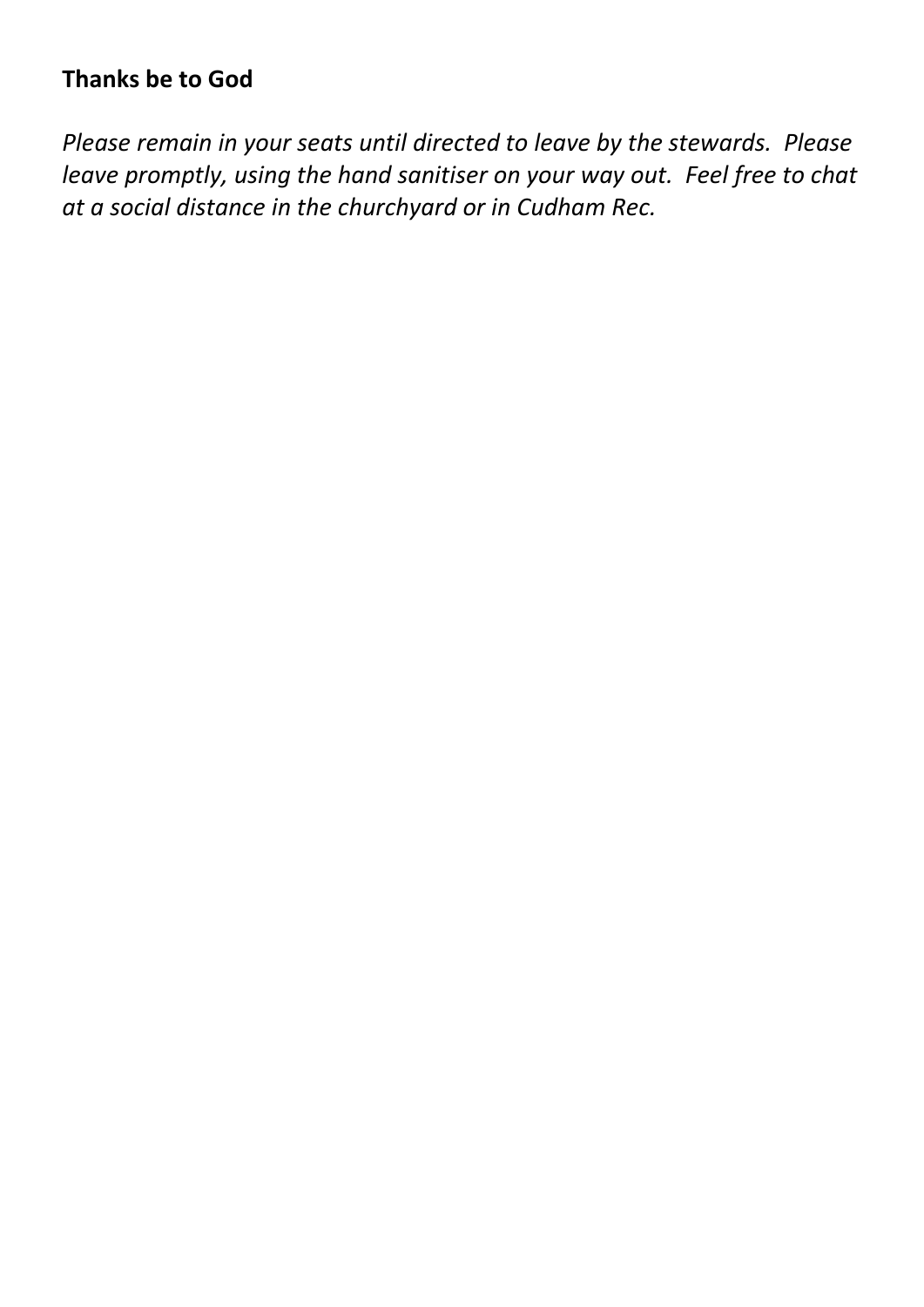**Thanks be to God**

*Please remain in your seats until directed to leave by the stewards. Please leave promptly, using the hand sanitiser on your way out. Feel free to chat at a social distance in the churchyard or in Cudham Rec.*